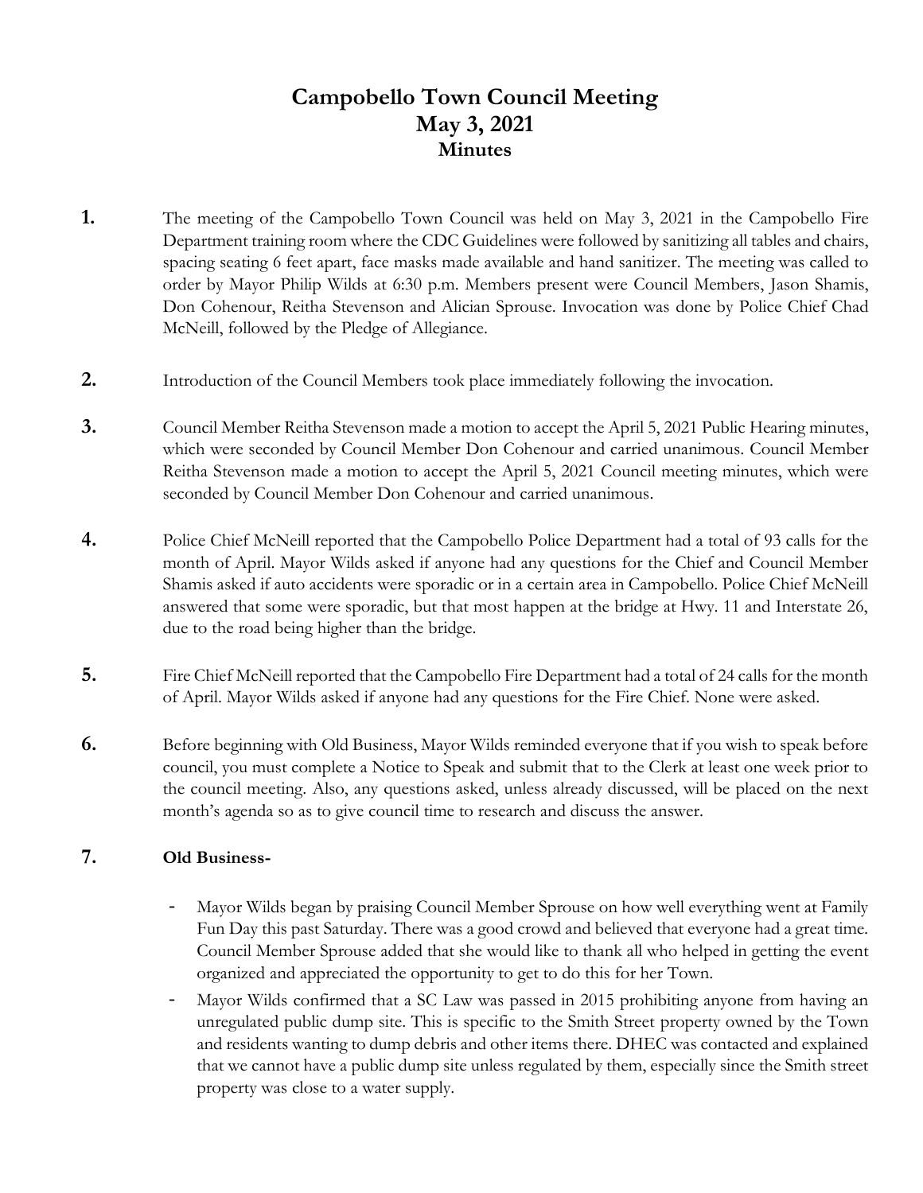# Campobello Town Council Meeting
## May 3, 2021
### Minutes

**1.** The meeting of the Campobello Town Council was held on May 3, 2021 in the Campobello Fire Department training room where the CDC Guidelines were followed by sanitizing all tables and chairs, spacing seating 6 feet apart, face masks made available and hand sanitizer. The meeting was called to order by Mayor Philip Wilds at 6:30 p.m. Members present were Council Members, Jason Shamis, Don Cohenour, Reitha Stevenson and Alician Sprouse. Invocation was done by Police Chief Chad McNeill, followed by the Pledge of Allegiance.

**2.** Introduction of the Council Members took place immediately following the invocation.

**3.** Council Member Reitha Stevenson made a motion to accept the April 5, 2021 Public Hearing minutes, which were seconded by Council Member Don Cohenour and carried unanimous. Council Member Reitha Stevenson made a motion to accept the April 5, 2021 Council meeting minutes, which were seconded by Council Member Don Cohenour and carried unanimous.

**4.** Police Chief McNeill reported that the Campobello Police Department had a total of 93 calls for the month of April. Mayor Wilds asked if anyone had any questions for the Chief and Council Member Shamis asked if auto accidents were sporadic or in a certain area in Campobello. Police Chief McNeill answered that some were sporadic, but that most happen at the bridge at Hwy. 11 and Interstate 26, due to the road being higher than the bridge.

**5.** Fire Chief McNeill reported that the Campobello Fire Department had a total of 24 calls for the month of April. Mayor Wilds asked if anyone had any questions for the Fire Chief. None were asked.

**6.** Before beginning with Old Business, Mayor Wilds reminded everyone that if you wish to speak before council, you must complete a Notice to Speak and submit that to the Clerk at least one week prior to the council meeting. Also, any questions asked, unless already discussed, will be placed on the next month's agenda so as to give council time to research and discuss the answer.

**7.** **Old Business-**

- Mayor Wilds began by praising Council Member Sprouse on how well everything went at Family Fun Day this past Saturday. There was a good crowd and believed that everyone had a great time. Council Member Sprouse added that she would like to thank all who helped in getting the event organized and appreciated the opportunity to get to do this for her Town.
- Mayor Wilds confirmed that a SC Law was passed in 2015 prohibiting anyone from having an unregulated public dump site. This is specific to the Smith Street property owned by the Town and residents wanting to dump debris and other items there. DHEC was contacted and explained that we cannot have a public dump site unless regulated by them, especially since the Smith street property was close to a water supply.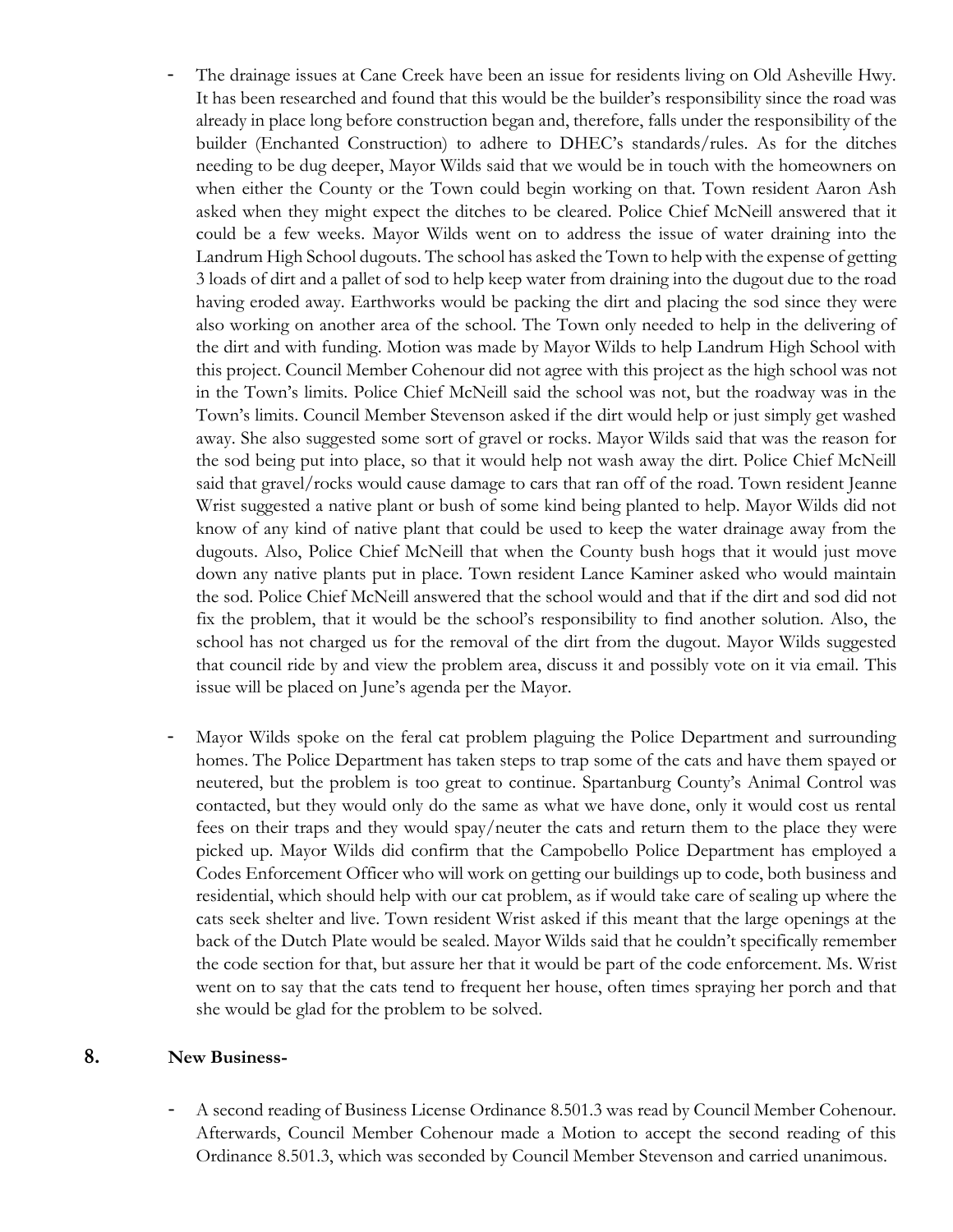- The drainage issues at Cane Creek have been an issue for residents living on Old Asheville Hwy. It has been researched and found that this would be the builder's responsibility since the road was already in place long before construction began and, therefore, falls under the responsibility of the builder (Enchanted Construction) to adhere to DHEC's standards/rules. As for the ditches needing to be dug deeper, Mayor Wilds said that we would be in touch with the homeowners on when either the County or the Town could begin working on that. Town resident Aaron Ash asked when they might expect the ditches to be cleared. Police Chief McNeill answered that it could be a few weeks. Mayor Wilds went on to address the issue of water draining into the Landrum High School dugouts. The school has asked the Town to help with the expense of getting 3 loads of dirt and a pallet of sod to help keep water from draining into the dugout due to the road having eroded away. Earthworks would be packing the dirt and placing the sod since they were also working on another area of the school. The Town only needed to help in the delivering of the dirt and with funding. Motion was made by Mayor Wilds to help Landrum High School with this project. Council Member Cohenour did not agree with this project as the high school was not in the Town's limits. Police Chief McNeill said the school was not, but the roadway was in the Town's limits. Council Member Stevenson asked if the dirt would help or just simply get washed away. She also suggested some sort of gravel or rocks. Mayor Wilds said that was the reason for the sod being put into place, so that it would help not wash away the dirt. Police Chief McNeill said that gravel/rocks would cause damage to cars that ran off of the road. Town resident Jeanne Wrist suggested a native plant or bush of some kind being planted to help. Mayor Wilds did not know of any kind of native plant that could be used to keep the water drainage away from the dugouts. Also, Police Chief McNeill that when the County bush hogs that it would just move down any native plants put in place. Town resident Lance Kaminer asked who would maintain the sod. Police Chief McNeill answered that the school would and that if the dirt and sod did not fix the problem, that it would be the school's responsibility to find another solution. Also, the school has not charged us for the removal of the dirt from the dugout. Mayor Wilds suggested that council ride by and view the problem area, discuss it and possibly vote on it via email. This issue will be placed on June's agenda per the Mayor.

- Mayor Wilds spoke on the feral cat problem plaguing the Police Department and surrounding homes. The Police Department has taken steps to trap some of the cats and have them spayed or neutered, but the problem is too great to continue. Spartanburg County's Animal Control was contacted, but they would only do the same as what we have done, only it would cost us rental fees on their traps and they would spay/neuter the cats and return them to the place they were picked up. Mayor Wilds did confirm that the Campobello Police Department has employed a Codes Enforcement Officer who will work on getting our buildings up to code, both business and residential, which should help with our cat problem, as if would take care of sealing up where the cats seek shelter and live. Town resident Wrist asked if this meant that the large openings at the back of the Dutch Plate would be sealed. Mayor Wilds said that he couldn't specifically remember the code section for that, but assure her that it would be part of the code enforcement. Ms. Wrist went on to say that the cats tend to frequent her house, often times spraying her porch and that she would be glad for the problem to be solved.

## 8. New Business-

- A second reading of Business License Ordinance 8.501.3 was read by Council Member Cohenour. Afterwards, Council Member Cohenour made a Motion to accept the second reading of this Ordinance 8.501.3, which was seconded by Council Member Stevenson and carried unanimous.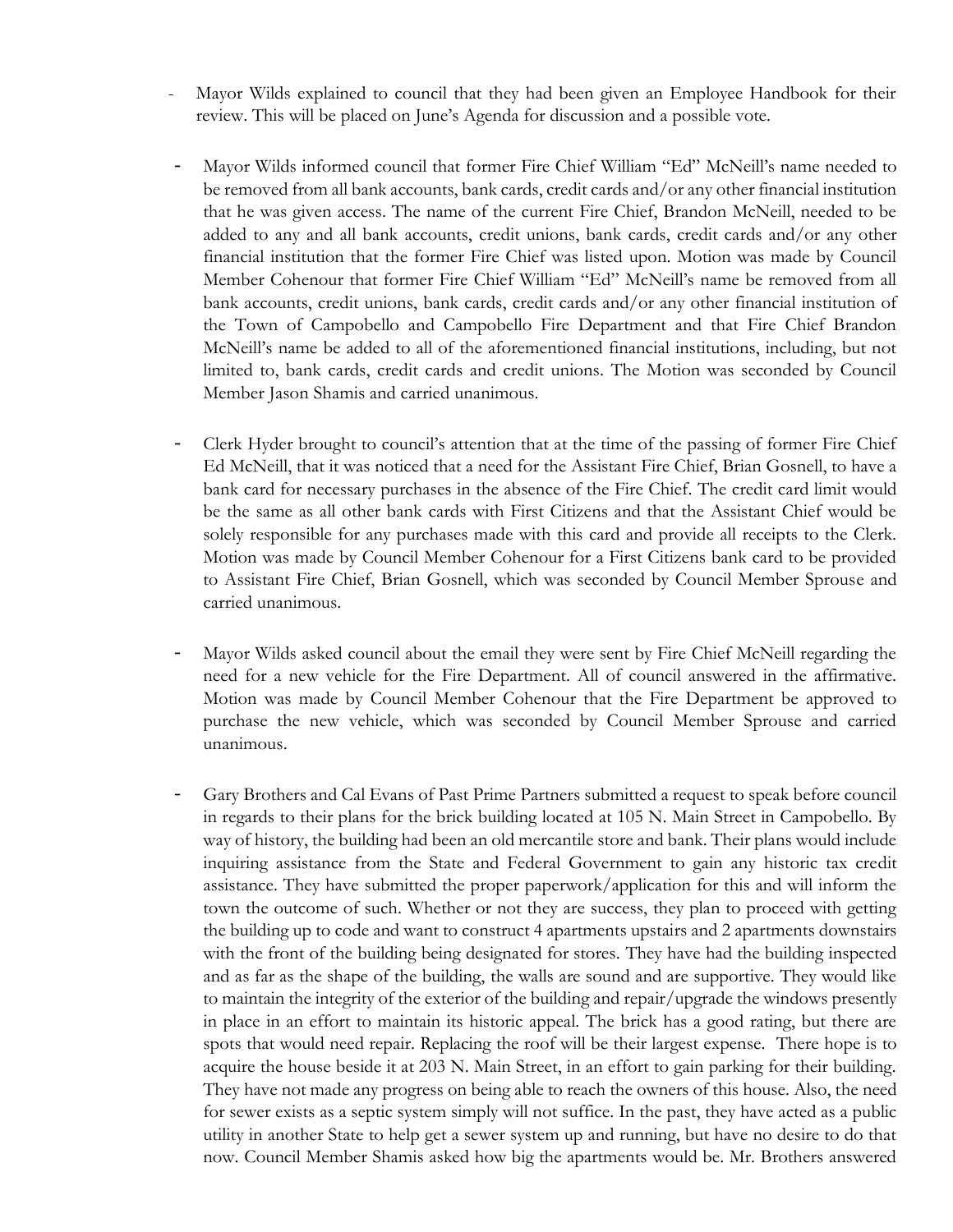- Mayor Wilds explained to council that they had been given an Employee Handbook for their review. This will be placed on June's Agenda for discussion and a possible vote.

- Mayor Wilds informed council that former Fire Chief William "Ed" McNeill's name needed to be removed from all bank accounts, bank cards, credit cards and/or any other financial institution that he was given access. The name of the current Fire Chief, Brandon McNeill, needed to be added to any and all bank accounts, credit unions, bank cards, credit cards and/or any other financial institution that the former Fire Chief was listed upon. Motion was made by Council Member Cohenour that former Fire Chief William "Ed" McNeill's name be removed from all bank accounts, credit unions, bank cards, credit cards and/or any other financial institution of the Town of Campobello and Campobello Fire Department and that Fire Chief Brandon McNeill's name be added to all of the aforementioned financial institutions, including, but not limited to, bank cards, credit cards and credit unions. The Motion was seconded by Council Member Jason Shamis and carried unanimous.

- Clerk Hyder brought to council's attention that at the time of the passing of former Fire Chief Ed McNeill, that it was noticed that a need for the Assistant Fire Chief, Brian Gosnell, to have a bank card for necessary purchases in the absence of the Fire Chief. The credit card limit would be the same as all other bank cards with First Citizens and that the Assistant Chief would be solely responsible for any purchases made with this card and provide all receipts to the Clerk. Motion was made by Council Member Cohenour for a First Citizens bank card to be provided to Assistant Fire Chief, Brian Gosnell, which was seconded by Council Member Sprouse and carried unanimous.

- Mayor Wilds asked council about the email they were sent by Fire Chief McNeill regarding the need for a new vehicle for the Fire Department. All of council answered in the affirmative. Motion was made by Council Member Cohenour that the Fire Department be approved to purchase the new vehicle, which was seconded by Council Member Sprouse and carried unanimous.

- Gary Brothers and Cal Evans of Past Prime Partners submitted a request to speak before council in regards to their plans for the brick building located at 105 N. Main Street in Campobello. By way of history, the building had been an old mercantile store and bank. Their plans would include inquiring assistance from the State and Federal Government to gain any historic tax credit assistance. They have submitted the proper paperwork/application for this and will inform the town the outcome of such. Whether or not they are success, they plan to proceed with getting the building up to code and want to construct 4 apartments upstairs and 2 apartments downstairs with the front of the building being designated for stores. They have had the building inspected and as far as the shape of the building, the walls are sound and are supportive. They would like to maintain the integrity of the exterior of the building and repair/upgrade the windows presently in place in an effort to maintain its historic appeal. The brick has a good rating, but there are spots that would need repair. Replacing the roof will be their largest expense. There hope is to acquire the house beside it at 203 N. Main Street, in an effort to gain parking for their building. They have not made any progress on being able to reach the owners of this house. Also, the need for sewer exists as a septic system simply will not suffice. In the past, they have acted as a public utility in another State to help get a sewer system up and running, but have no desire to do that now. Council Member Shamis asked how big the apartments would be. Mr. Brothers answered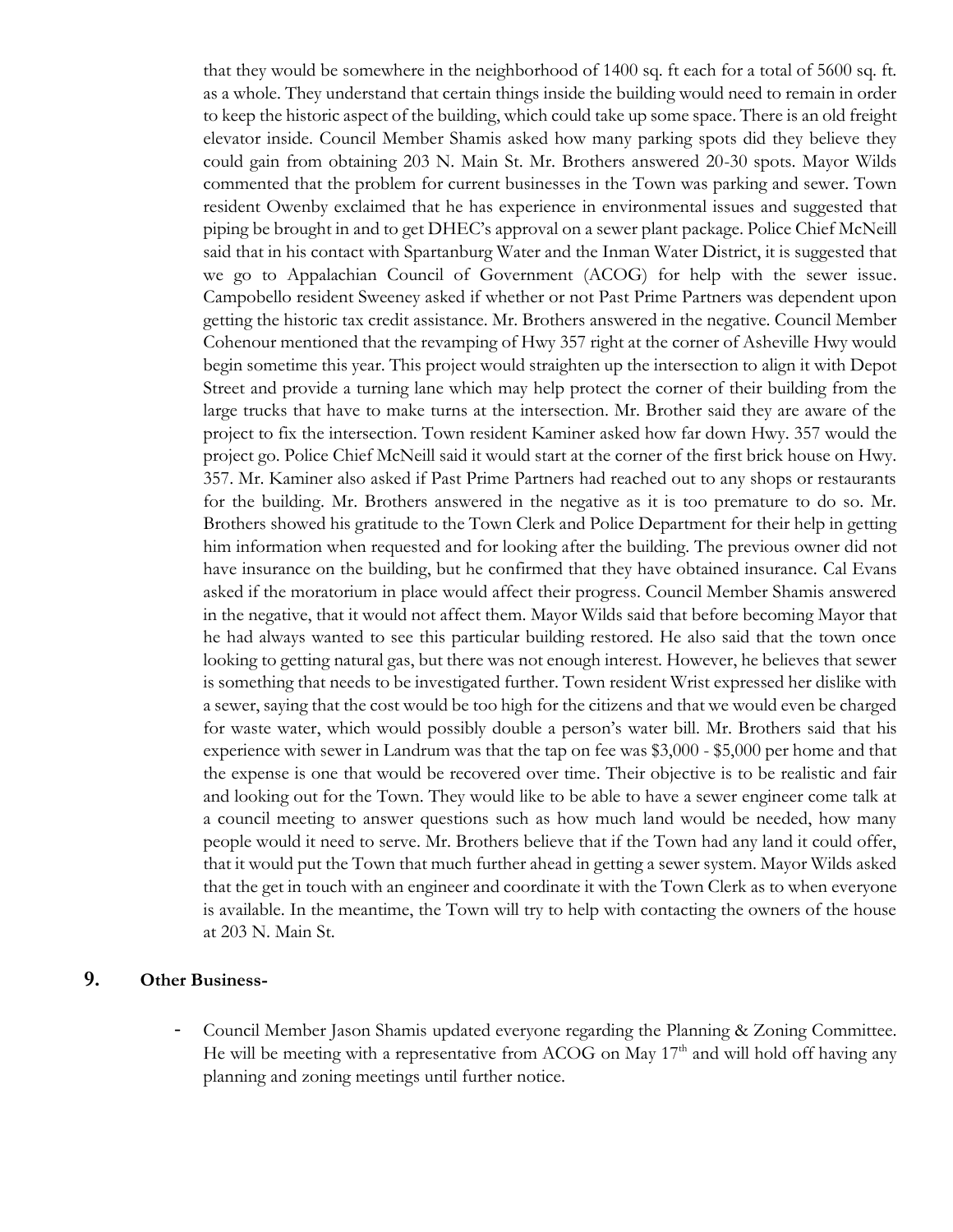that they would be somewhere in the neighborhood of 1400 sq. ft each for a total of 5600 sq. ft. as a whole. They understand that certain things inside the building would need to remain in order to keep the historic aspect of the building, which could take up some space. There is an old freight elevator inside. Council Member Shamis asked how many parking spots did they believe they could gain from obtaining 203 N. Main St. Mr. Brothers answered 20-30 spots. Mayor Wilds commented that the problem for current businesses in the Town was parking and sewer. Town resident Owenby exclaimed that he has experience in environmental issues and suggested that piping be brought in and to get DHEC's approval on a sewer plant package. Police Chief McNeill said that in his contact with Spartanburg Water and the Inman Water District, it is suggested that we go to Appalachian Council of Government (ACOG) for help with the sewer issue. Campobello resident Sweeney asked if whether or not Past Prime Partners was dependent upon getting the historic tax credit assistance. Mr. Brothers answered in the negative. Council Member Cohenour mentioned that the revamping of Hwy 357 right at the corner of Asheville Hwy would begin sometime this year. This project would straighten up the intersection to align it with Depot Street and provide a turning lane which may help protect the corner of their building from the large trucks that have to make turns at the intersection. Mr. Brother said they are aware of the project to fix the intersection. Town resident Kaminer asked how far down Hwy. 357 would the project go. Police Chief McNeill said it would start at the corner of the first brick house on Hwy. 357. Mr. Kaminer also asked if Past Prime Partners had reached out to any shops or restaurants for the building. Mr. Brothers answered in the negative as it is too premature to do so. Mr. Brothers showed his gratitude to the Town Clerk and Police Department for their help in getting him information when requested and for looking after the building. The previous owner did not have insurance on the building, but he confirmed that they have obtained insurance. Cal Evans asked if the moratorium in place would affect their progress. Council Member Shamis answered in the negative, that it would not affect them. Mayor Wilds said that before becoming Mayor that he had always wanted to see this particular building restored. He also said that the town once looking to getting natural gas, but there was not enough interest. However, he believes that sewer is something that needs to be investigated further. Town resident Wrist expressed her dislike with a sewer, saying that the cost would be too high for the citizens and that we would even be charged for waste water, which would possibly double a person's water bill. Mr. Brothers said that his experience with sewer in Landrum was that the tap on fee was $3,000 - $5,000 per home and that the expense is one that would be recovered over time. Their objective is to be realistic and fair and looking out for the Town. They would like to be able to have a sewer engineer come talk at a council meeting to answer questions such as how much land would be needed, how many people would it need to serve. Mr. Brothers believe that if the Town had any land it could offer, that it would put the Town that much further ahead in getting a sewer system. Mayor Wilds asked that the get in touch with an engineer and coordinate it with the Town Clerk as to when everyone is available. In the meantime, the Town will try to help with contacting the owners of the house at 203 N. Main St.

## 9. Other Business-

- Council Member Jason Shamis updated everyone regarding the Planning & Zoning Committee. He will be meeting with a representative from ACOG on May 17th and will hold off having any planning and zoning meetings until further notice.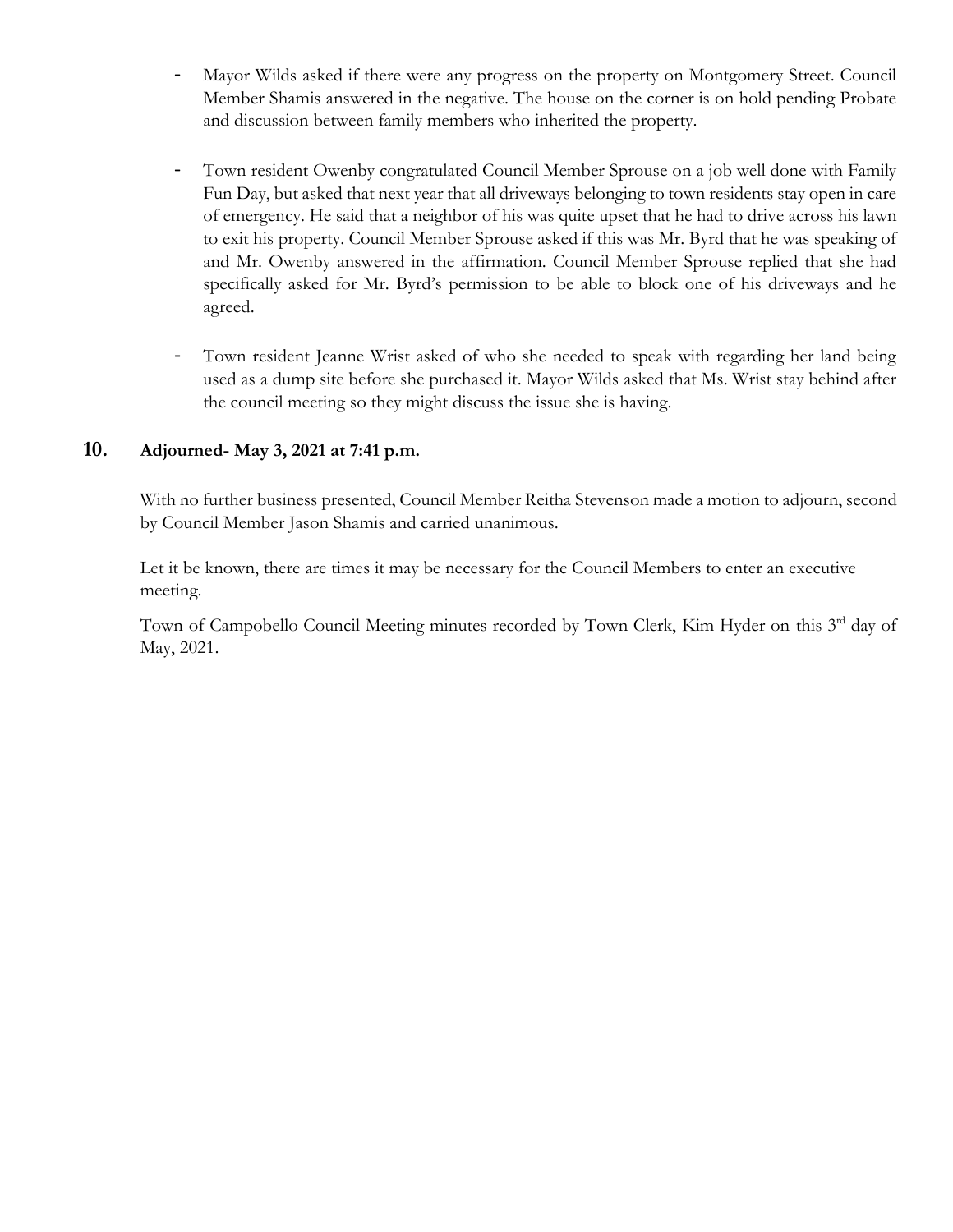- Mayor Wilds asked if there were any progress on the property on Montgomery Street. Council Member Shamis answered in the negative. The house on the corner is on hold pending Probate and discussion between family members who inherited the property.

- Town resident Owenby congratulated Council Member Sprouse on a job well done with Family Fun Day, but asked that next year that all driveways belonging to town residents stay open in care of emergency. He said that a neighbor of his was quite upset that he had to drive across his lawn to exit his property. Council Member Sprouse asked if this was Mr. Byrd that he was speaking of and Mr. Owenby answered in the affirmation. Council Member Sprouse replied that she had specifically asked for Mr. Byrd's permission to be able to block one of his driveways and he agreed.

- Town resident Jeanne Wrist asked of who she needed to speak with regarding her land being used as a dump site before she purchased it. Mayor Wilds asked that Ms. Wrist stay behind after the council meeting so they might discuss the issue she is having.

## 10. Adjourned- May 3, 2021 at 7:41 p.m.

With no further business presented, Council Member Reitha Stevenson made a motion to adjourn, second by Council Member Jason Shamis and carried unanimous.

Let it be known, there are times it may be necessary for the Council Members to enter an executive meeting.

Town of Campobello Council Meeting minutes recorded by Town Clerk, Kim Hyder on this 3rd day of May, 2021.